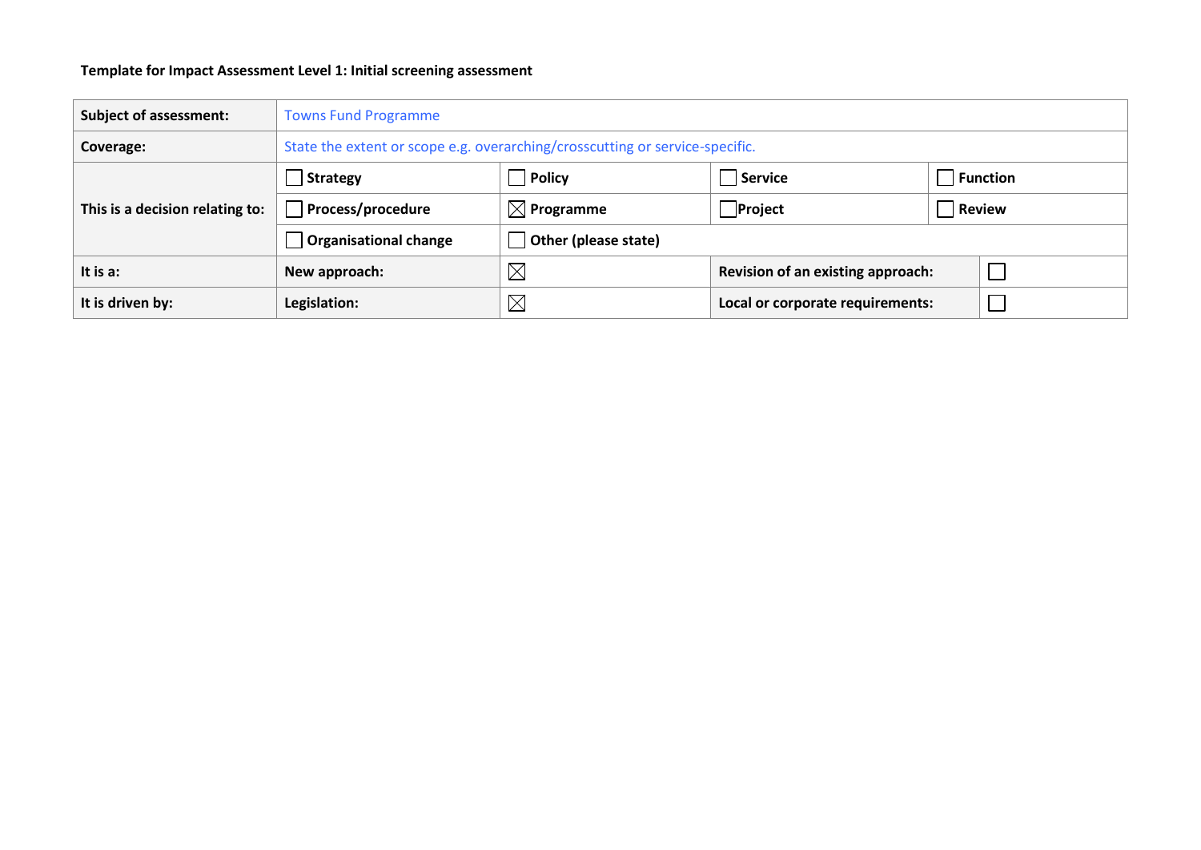**Template for Impact Assessment Level 1: Initial screening assessment**

| Subject of assessment: | Towns Fund Programme | | | |
|---|---|---|---|---|
| Coverage: | State the extent or scope e.g. overarching/crosscutting or service-specific. | | | |
| This is a decision relating to: | ☐ Strategy | ☐ Policy | ☐ Service | ☐ Function |
| | ☐ Process/procedure | ☒ Programme | ☐ Project | ☐ Review |
| | ☐ Organisational change | ☐ Other (please state) | | |
| It is a: | New approach: | ☒ | Revision of an existing approach: | ☐ |
| It is driven by: | Legislation: | ☒ | Local or corporate requirements: | ☐ |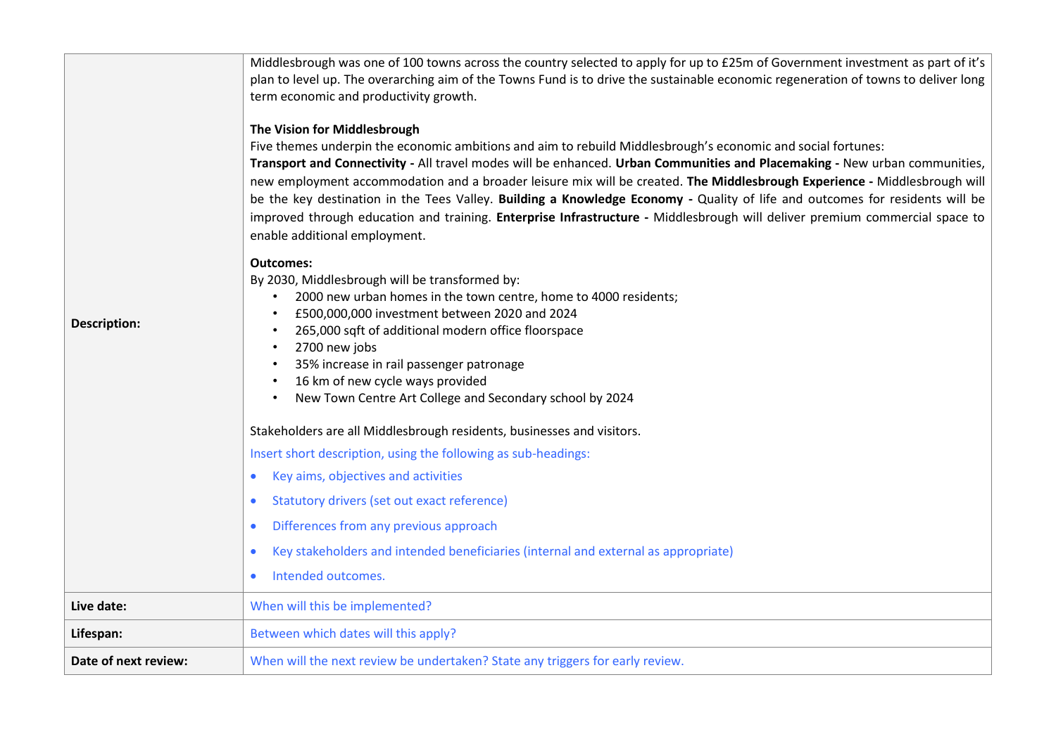| | |
|---|---|
| **Description:** | Middlesbrough was one of 100 towns across the country selected to apply for up to £25m of Government investment as part of it's plan to level up. The overarching aim of the Towns Fund is to drive the sustainable economic regeneration of towns to deliver long term economic and productivity growth.<br><br>**The Vision for Middlesbrough**<br>Five themes underpin the economic ambitions and aim to rebuild Middlesbrough's economic and social fortunes:<br>**Transport and Connectivity -** All travel modes will be enhanced. **Urban Communities and Placemaking -** New urban communities, new employment accommodation and a broader leisure mix will be created. **The Middlesbrough Experience -** Middlesbrough will be the key destination in the Tees Valley. **Building a Knowledge Economy -** Quality of life and outcomes for residents will be improved through education and training. **Enterprise Infrastructure -** Middlesbrough will deliver premium commercial space to enable additional employment.<br><br>**Outcomes:**<br>By 2030, Middlesbrough will be transformed by:<br>• 2000 new urban homes in the town centre, home to 4000 residents;<br>• £500,000,000 investment between 2020 and 2024<br>• 265,000 sqft of additional modern office floorspace<br>• 2700 new jobs<br>• 35% increase in rail passenger patronage<br>• 16 km of new cycle ways provided<br>• New Town Centre Art College and Secondary school by 2024<br><br>Stakeholders are all Middlesbrough residents, businesses and visitors.<br>Insert short description, using the following as sub-headings:<br>• Key aims, objectives and activities<br>• Statutory drivers (set out exact reference)<br>• Differences from any previous approach<br>• Key stakeholders and intended beneficiaries (internal and external as appropriate)<br>• Intended outcomes. |
| **Live date:** | When will this be implemented? |
| **Lifespan:** | Between which dates will this apply? |
| **Date of next review:** | When will the next review be undertaken? State any triggers for early review. |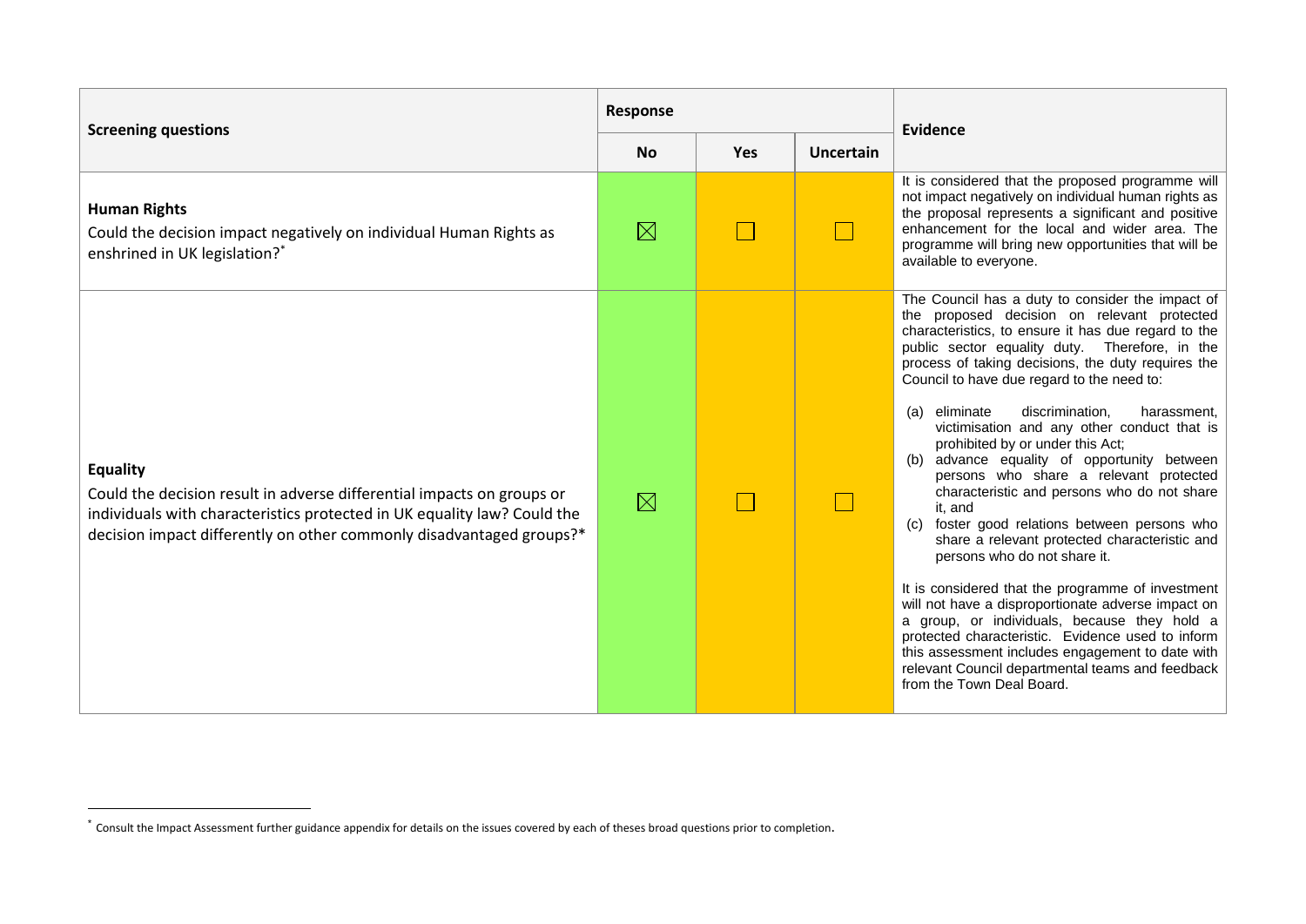| Screening questions | Response | | | Evidence |
|---|---|---|---|---|
| | No | Yes | Uncertain | |
| **Human Rights** Could the decision impact negatively on individual Human Rights as enshrined in UK legislation?* | ☒ | ☐ | ☐ | It is considered that the proposed programme will not impact negatively on individual human rights as the proposal represents a significant and positive enhancement for the local and wider area. The programme will bring new opportunities that will be available to everyone. |
| **Equality** Could the decision result in adverse differential impacts on groups or individuals with characteristics protected in UK equality law? Could the decision impact differently on other commonly disadvantaged groups?* | ☒ | ☐ | ☐ | The Council has a duty to consider the impact of the proposed decision on relevant protected characteristics, to ensure it has due regard to the public sector equality duty. Therefore, in the process of taking decisions, the duty requires the Council to have due regard to the need to: (a) eliminate discrimination, harassment, victimisation and any other conduct that is prohibited by or under this Act; (b) advance equality of opportunity between persons who share a relevant protected characteristic and persons who do not share it, and (c) foster good relations between persons who share a relevant protected characteristic and persons who do not share it. It is considered that the programme of investment will not have a disproportionate adverse impact on a group, or individuals, because they hold a protected characteristic. Evidence used to inform this assessment includes engagement to date with relevant Council departmental teams and feedback from the Town Deal Board. |

* Consult the Impact Assessment further guidance appendix for details on the issues covered by each of theses broad questions prior to completion.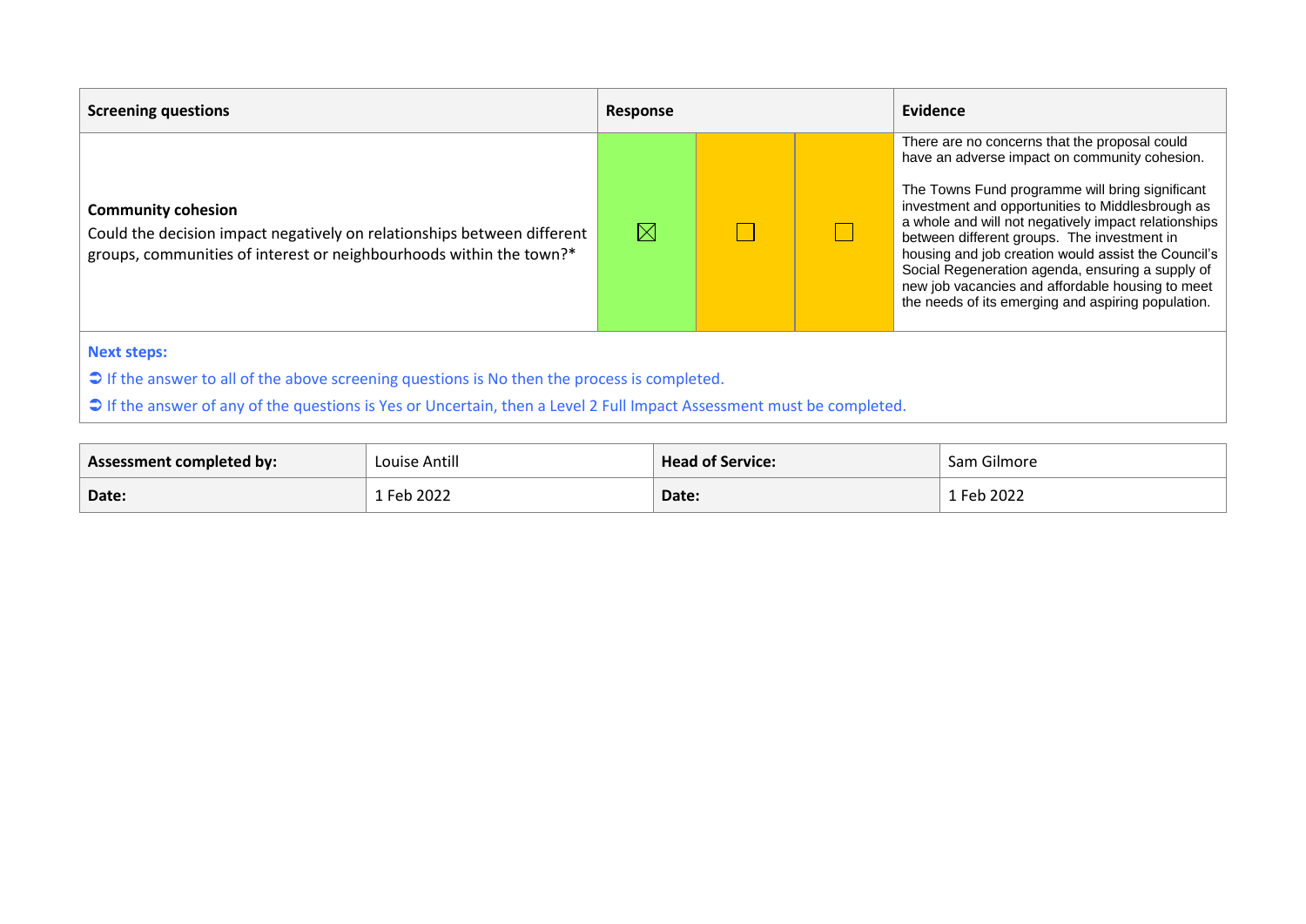| Screening questions | Response | | | Evidence |
|---|---|---|---|---|
| **Community cohesion**<br>Could the decision impact negatively on relationships between different groups, communities of interest or neighbourhoods within the town?* | ☒ | ☐ | ☐ | There are no concerns that the proposal could have an adverse impact on community cohesion.<br><br>The Towns Fund programme will bring significant investment and opportunities to Middlesbrough as a whole and will not negatively impact relationships between different groups. The investment in housing and job creation would assist the Council's Social Regeneration agenda, ensuring a supply of new job vacancies and affordable housing to meet the needs of its emerging and aspiring population. |

**Next steps:**

➲ If the answer to all of the above screening questions is No then the process is completed.

➲ If the answer of any of the questions is Yes or Uncertain, then a Level 2 Full Impact Assessment must be completed.

| | | | |
|---|---|---|---|
| **Assessment completed by:** | Louise Antill | **Head of Service:** | Sam Gilmore |
| **Date:** | 1 Feb 2022 | **Date:** | 1 Feb 2022 |